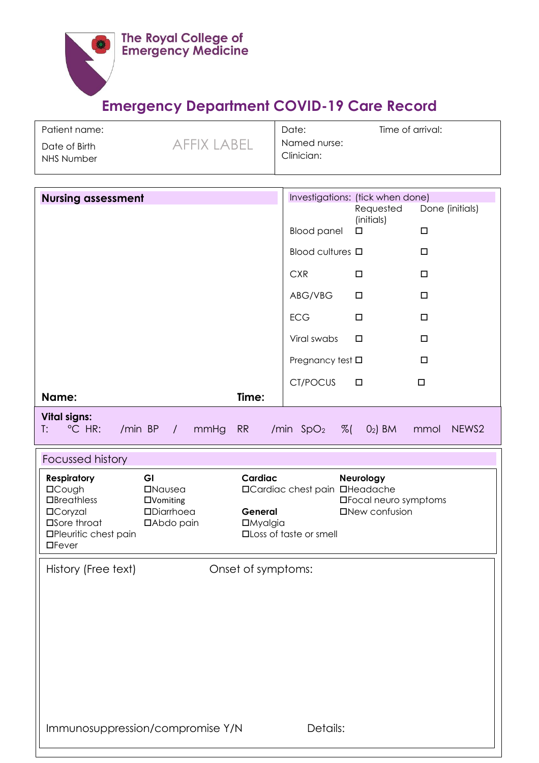The Royal College of Emergency Medicine

# Emergency Department COVID-19 Care Record

| | |
|---|---|
| Patient name:<br>Date of Birth<br>NHS Number<br>AFFIX LABEL | Date: Time of arrival:<br>Named nurse:<br>Clinician: |

## Nursing assessment

Name: Time:

**Investigations:** (tick when done)

| | Requested (initials) | Done (initials) |
|---|---|---|
| Blood panel | ☐ | ☐ |
| Blood cultures | ☐ | ☐ |
| CXR | ☐ | ☐ |
| ABG/VBG | ☐ | ☐ |
| ECG | ☐ | ☐ |
| Viral swabs | ☐ | ☐ |
| Pregnancy test | ☐ | ☐ |
| CT/POCUS | ☐ | ☐ |

**Vital signs:**
T: °C HR: /min BP / mmHg RR /min $SpO_2$ %( $O_2$) BM mmol NEWS2

## Focussed history

| Respiratory | GI | Cardiac | Neurology |
|---|---|---|---|
| ☐Cough | ☐Nausea | ☐Cardiac chest pain | ☐Headache |
| ☐Breathless | ☐Vomiting | | ☐Focal neuro symptoms |
| ☐Coryzal | ☐Diarrhoea | **General** | ☐New confusion |
| ☐Sore throat | ☐Abdo pain | ☐Myalgia | |
| ☐Pleuritic chest pain | | ☐Loss of taste or smell | |
| ☐Fever | | | |

History (Free text) Onset of symptoms:

Immunosuppression/compromise Y/N Details: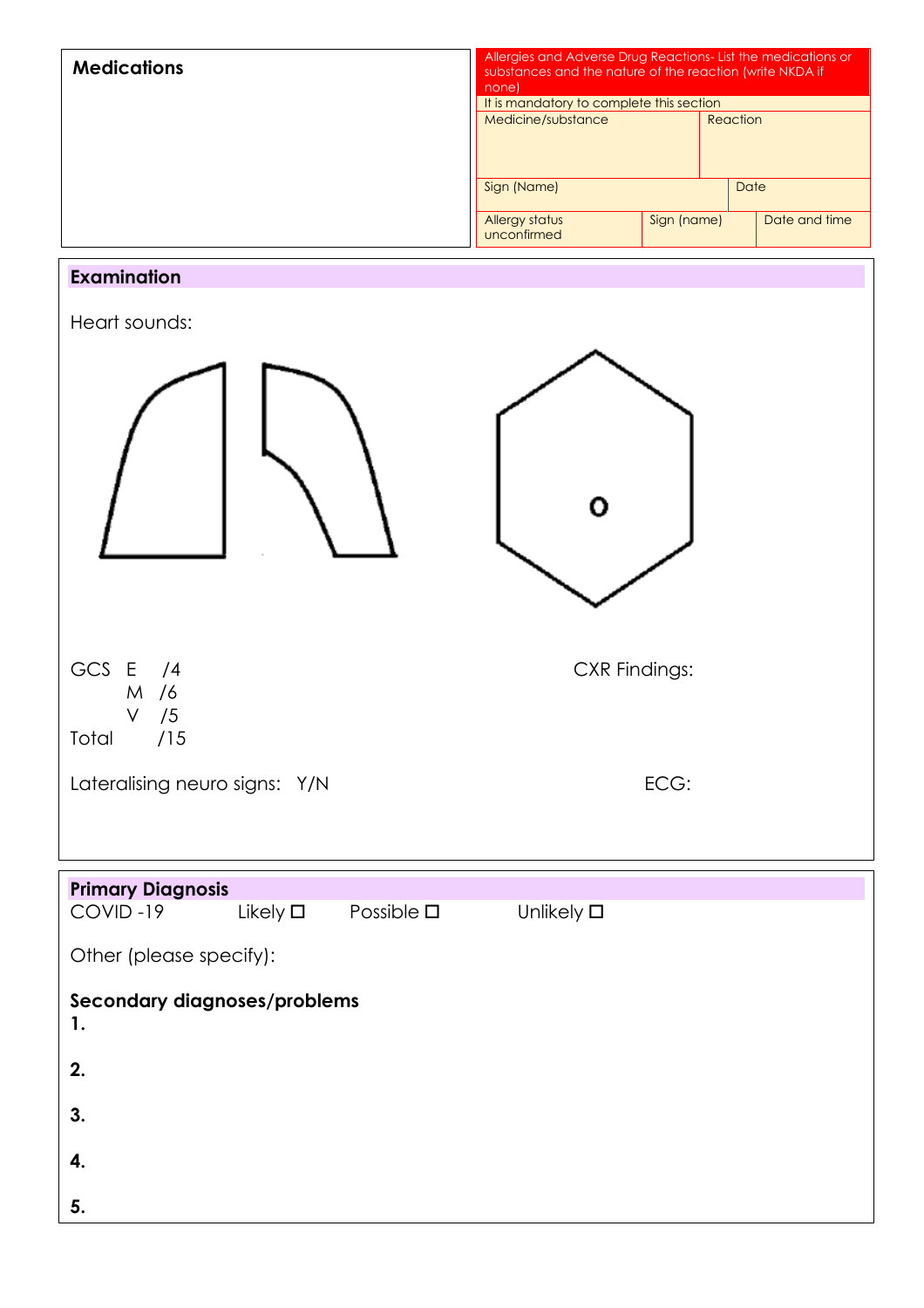## Medications

| Allergies and Adverse Drug Reactions- List the medications or substances and the nature of the reaction (write NKDA if none) | | | |
|---|---|---|---|
| It is mandatory to complete this section | | | |
| Medicine/substance | | Reaction | |
| Sign (Name) | | | Date |
| Allergy status unconfirmed | Sign (name) | | Date and time |

## Examination

Heart sounds:

o

GCS E /4

M /6

V /5

Total /15

CXR Findings:

Lateralising neuro signs: Y/N

ECG:

## Primary Diagnosis

COVID -19 Likely ☐ Possible ☐ Unlikely ☐

Other (please specify):

**Secondary diagnoses/problems**

**1.**

**2.**

**3.**

**4.**

**5.**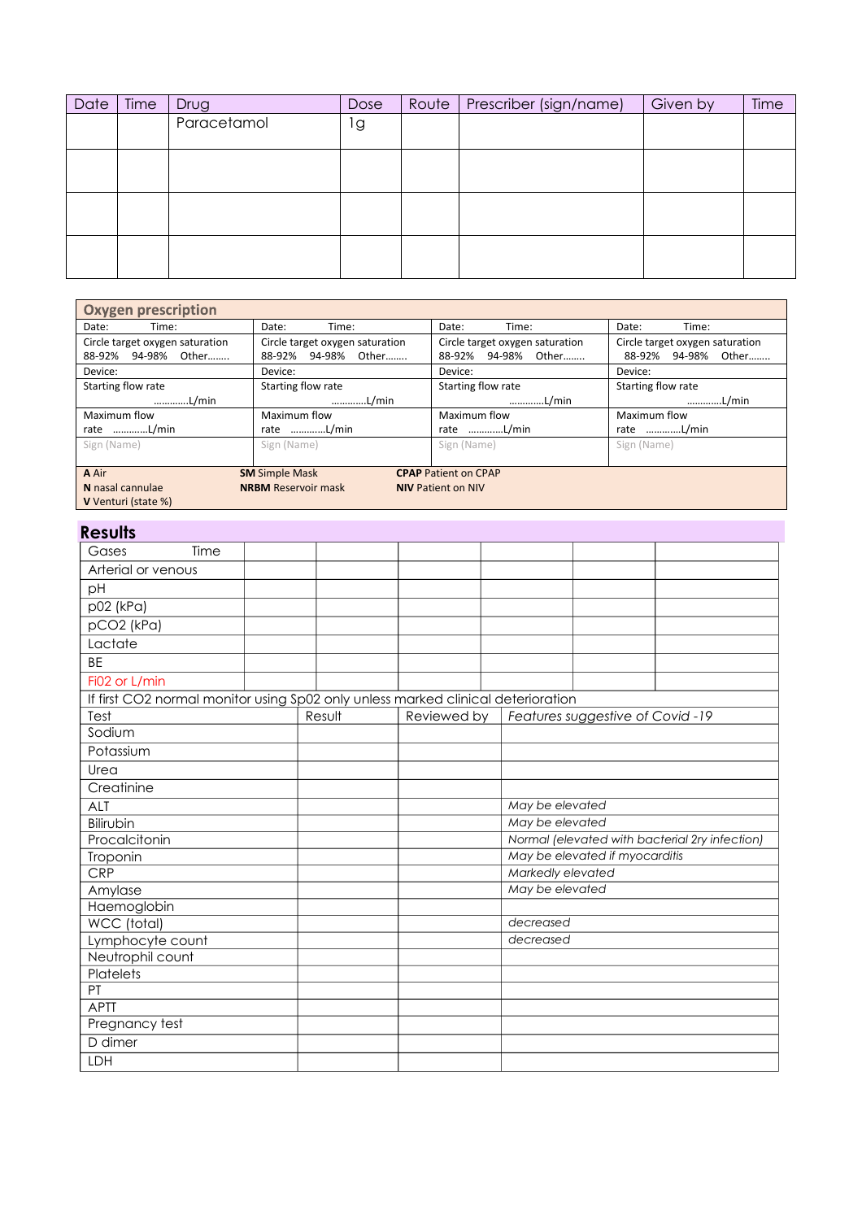| Date | Time | Drug | Dose | Route | Prescriber (sign/name) | Given by | Time |
|---|---|---|---|---|---|---|---|
| | | Paracetamol | 1g | | | | |
| | | | | | | | |
| | | | | | | | |
| | | | | | | | |

| Oxygen prescription | | | |
|---|---|---|---|
| Date: Time: | Date: Time: | Date: Time: | Date: Time: |
| Circle target oxygen saturation 88-92% 94-98% Other........ | Circle target oxygen saturation 88-92% 94-98% Other........ | Circle target oxygen saturation 88-92% 94-98% Other........ | Circle target oxygen saturation 88-92% 94-98% Other........ |
| Device: | Device: | Device: | Device: |
| Starting flow rate ............L/min | Starting flow rate ............L/min | Starting flow rate ............L/min | Starting flow rate ............L/min |
| Maximum flow rate ............L/min | Maximum flow rate ............L/min | Maximum flow rate ............L/min | Maximum flow rate ............L/min |
| Sign (Name) | Sign (Name) | Sign (Name) | Sign (Name) |

**A** Air **SM** Simple Mask **CPAP** Patient on CPAP
**N** nasal cannulae **NRBM** Reservoir mask **NIV** Patient on NIV
**V** Venturi (state %)

## Results

| Gases Time | | | | | | |
|---|---|---|---|---|---|---|
| Arterial or venous | | | | | | |
| pH | | | | | | |
| p02 (kPa) | | | | | | |
| pCO2 (kPa) | | | | | | |
| Lactate | | | | | | |
| BE | | | | | | |
| Fi02 or L/min | | | | | | |

If first CO2 normal monitor using Sp02 only unless marked clinical deterioration

| Test | Result | Reviewed by | *Features suggestive of Covid -19* |
|---|---|---|---|
| Sodium | | | |
| Potassium | | | |
| Urea | | | |
| Creatinine | | | |
| ALT | | | *May be elevated* |
| Bilirubin | | | *May be elevated* |
| Procalcitonin | | | *Normal (elevated with bacterial 2ry infection)* |
| Troponin | | | *May be elevated if myocarditis* |
| CRP | | | *Markedly elevated* |
| Amylase | | | *May be elevated* |
| Haemoglobin | | | |
| WCC (total) | | | *decreased* |
| Lymphocyte count | | | *decreased* |
| Neutrophil count | | | |
| Platelets | | | |
| PT | | | |
| APTT | | | |
| Pregnancy test | | | |
| D dimer | | | |
| LDH | | | |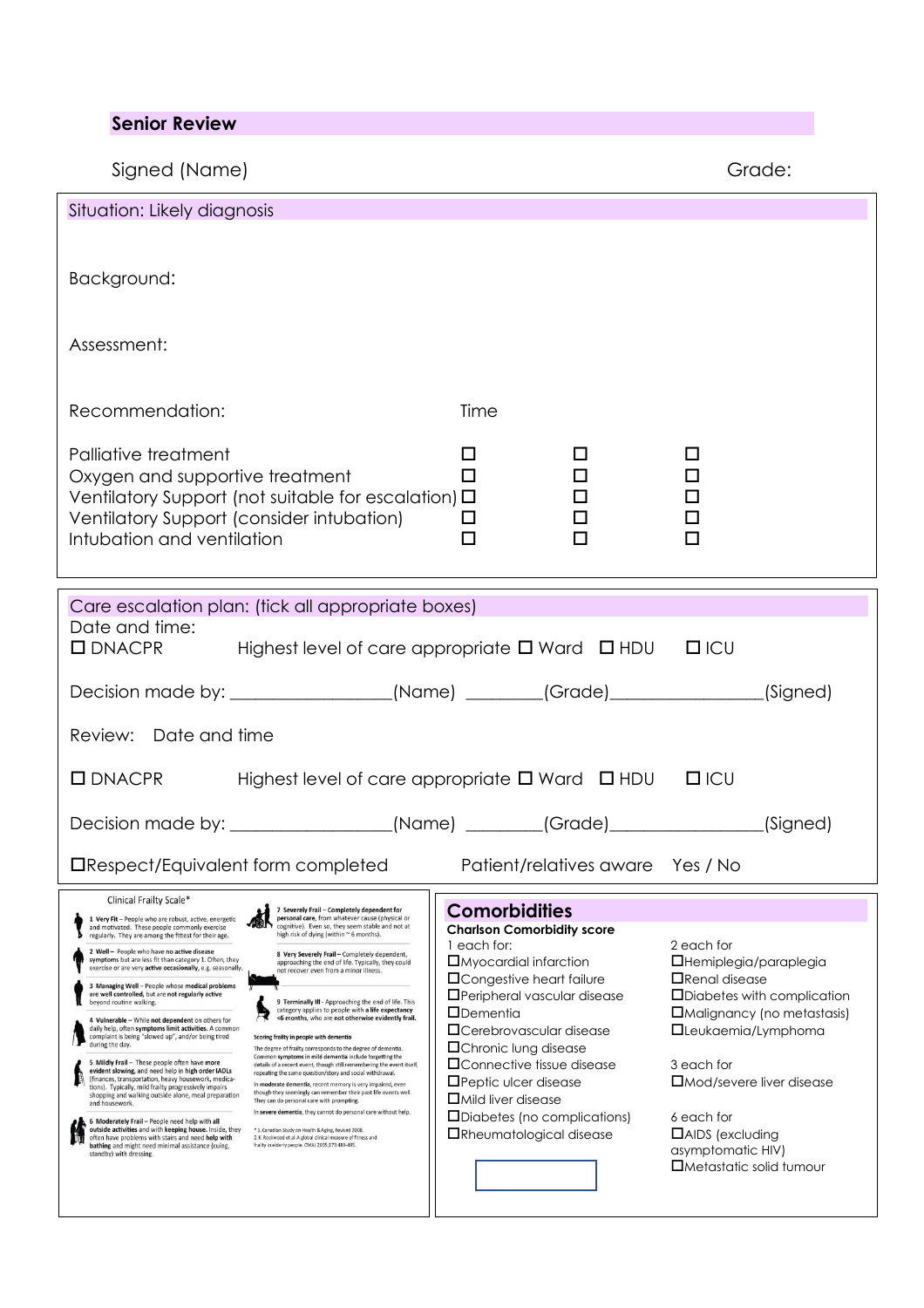## Senior Review

Signed (Name) Grade:

**Situation: Likely diagnosis**

Background:

Assessment:

Recommendation: Time

| | | | |
|---|---|---|---|
| Palliative treatment | ☐ | ☐ | ☐ |
| Oxygen and supportive treatment | ☐ | ☐ | ☐ |
| Ventilatory Support (not suitable for escalation) | ☐ | ☐ | ☐ |
| Ventilatory Support (consider intubation) | ☐ | ☐ | ☐ |
| Intubation and ventilation | ☐ | ☐ | ☐ |

**Care escalation plan: (tick all appropriate boxes)**

Date and time:

☐ DNACPR Highest level of care appropriate ☐ Ward ☐ HDU ☐ ICU

Decision made by: __________________(Name) ________(Grade)________________(Signed)

Review: Date and time

☐ DNACPR Highest level of care appropriate ☐ Ward ☐ HDU ☐ ICU

Decision made by: __________________(Name) ________(Grade)________________(Signed)

☐Respect/Equivalent form completed Patient/relatives aware Yes / No

**Clinical Frailty Scale***

**1 Very Fit** – People who are robust, active, energetic and motivated. These people commonly exercise regularly. They are among the fittest for their age.

**2 Well** – People who have **no active disease symptoms** but are less fit than category 1. Often, they exercise or are very **active occasionally**, e.g. seasonally.

**3 Managing Well** – People whose **medical problems** are well controlled, but are **not regularly active** beyond routine walking.

**4 Vulnerable** – While **not dependent** on others for daily help, often **symptoms limit activities**. A common complaint is being "slowed up", and/or being tired during the day.

**5 Mildly Frail** – These people often have **more evident slowing**, and need help in **high order IADLs** (finances, transportation, heavy housework, medications). Typically, mild frailty progressively impairs shopping and walking outside alone, meal preparation and housework.

**6 Moderately Frail** – People need help with **all outside activities** and with **keeping house**. Inside, they often have problems with stairs and need **help with bathing** and might need minimal assistance (cuing, standby) with dressing.

**7 Severely Frail** – **Completely dependent for personal care**, from whatever cause (physical or cognitive). Even so, they seem stable and not at high risk of dying (within ~ 6 months).

**8 Very Severely Frail** – Completely dependent, approaching the end of life. Typically, they could not recover even from a minor illness.

**9 Terminally Ill** – Approaching the end of life. This category applies to people with a **life expectancy <6 months**, who are **not otherwise evidently frail**.

**Scoring frailty in people with dementia**

The degree of frailty corresponds to the degree of dementia. Common **symptoms in mild dementia** include forgetting the details of a recent event, though still remembering the event itself, repeating the same question/story and social withdrawal.

In **moderate dementia**, recent memory is very impaired, even though they seemingly can remember their past life events well. They can do personal care with prompting.

In **severe dementia**, they cannot do personal care without help.

* 1. Canadian Study on Health & Aging, Revised 2008.
2. K. Rockwood et al. A global clinical measure of fitness and frailty in elderly people. CMAJ 2005;173:489-495.

## Comorbidities

**Charlson Comorbidity score**

1 each for:
- ☐Myocardial infarction
- ☐Congestive heart failure
- ☐Peripheral vascular disease
- ☐Dementia
- ☐Cerebrovascular disease
- ☐Chronic lung disease
- ☐Connective tissue disease
- ☐Peptic ulcer disease
- ☐Mild liver disease
- ☐Diabetes (no complications)
- ☐Rheumatological disease

2 each for
- ☐Hemiplegia/paraplegia
- ☐Renal disease
- ☐Diabetes with complication
- ☐Malignancy (no metastasis)
- ☐Leukaemia/Lymphoma

3 each for
- ☐Mod/severe liver disease

6 each for
- ☐AIDS (excluding asymptomatic HIV)
- ☐Metastatic solid tumour